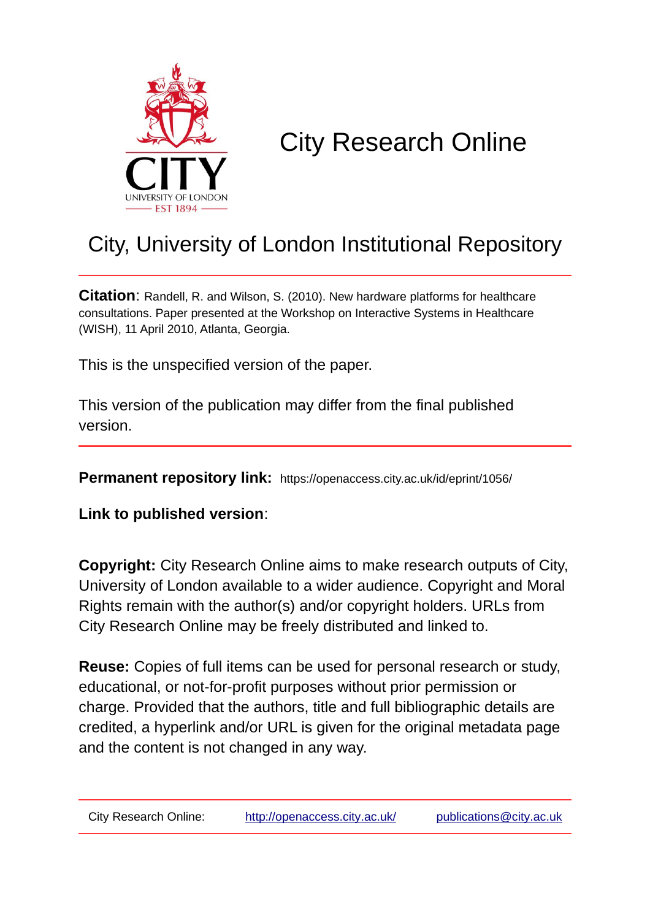# City Research Online

## City, University of London Institutional Repository

**Citation**: Randell, R. and Wilson, S. (2010). New hardware platforms for healthcare consultations. Paper presented at the Workshop on Interactive Systems in Healthcare (WISH), 11 April 2010, Atlanta, Georgia.

This is the unspecified version of the paper.

This version of the publication may differ from the final published version.

---

**Permanent repository link:** https://openaccess.city.ac.uk/id/eprint/1056/

**Link to published version**:

**Copyright:** City Research Online aims to make research outputs of City, University of London available to a wider audience. Copyright and Moral Rights remain with the author(s) and/or copyright holders. URLs from City Research Online may be freely distributed and linked to.

**Reuse:** Copies of full items can be used for personal research or study, educational, or not-for-profit purposes without prior permission or charge. Provided that the authors, title and full bibliographic details are credited, a hyperlink and/or URL is given for the original metadata page and the content is not changed in any way.

---

City Research Online: http://openaccess.city.ac.uk/ publications@city.ac.uk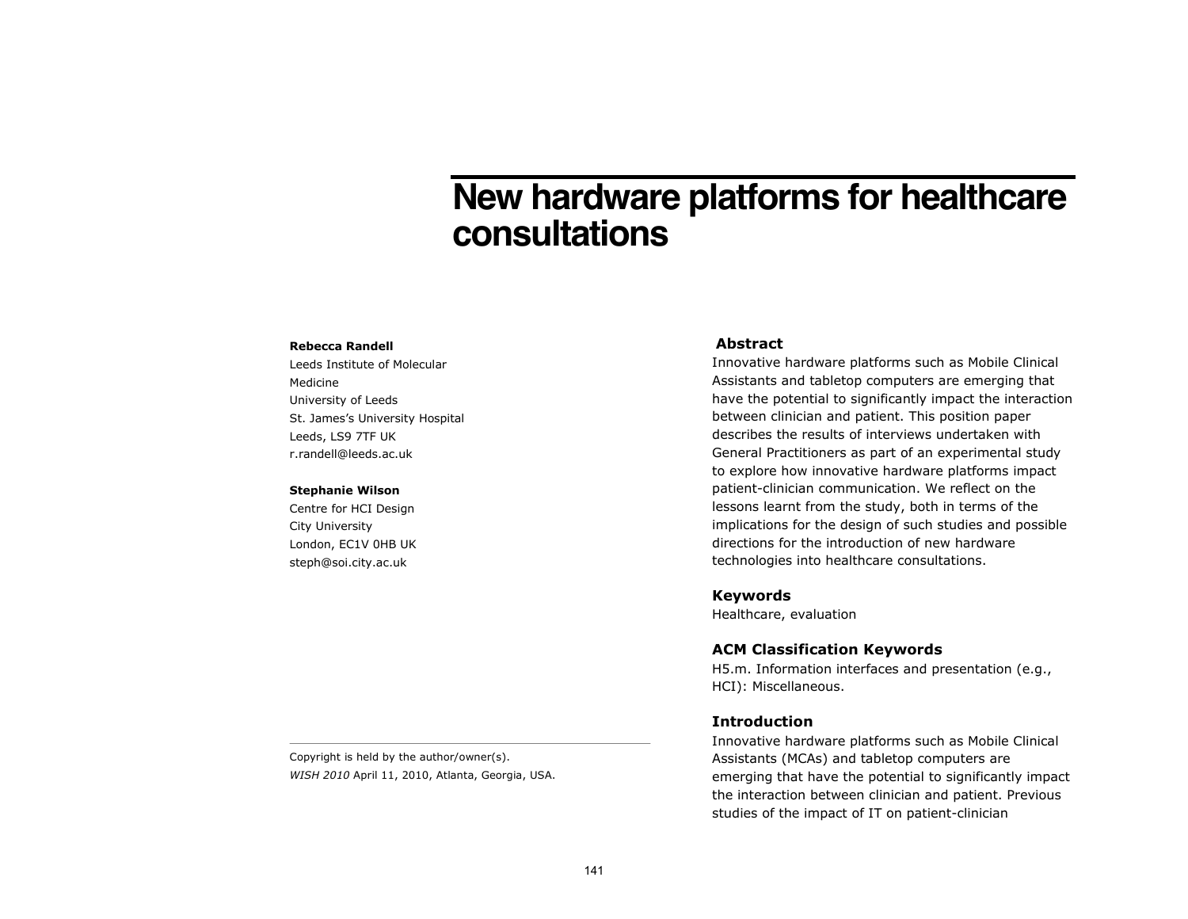# New hardware platforms for healthcare consultations

**Rebecca Randell**
Leeds Institute of Molecular Medicine
University of Leeds
St. James's University Hospital
Leeds, LS9 7TF UK
r.randell@leeds.ac.uk

**Stephanie Wilson**
Centre for HCI Design
City University
London, EC1V 0HB UK
steph@soi.city.ac.uk

Copyright is held by the author/owner(s).
*WISH 2010* April 11, 2010, Atlanta, Georgia, USA.

## Abstract

Innovative hardware platforms such as Mobile Clinical Assistants and tabletop computers are emerging that have the potential to significantly impact the interaction between clinician and patient. This position paper describes the results of interviews undertaken with General Practitioners as part of an experimental study to explore how innovative hardware platforms impact patient-clinician communication. We reflect on the lessons learnt from the study, both in terms of the implications for the design of such studies and possible directions for the introduction of new hardware technologies into healthcare consultations.

## Keywords

Healthcare, evaluation

## ACM Classification Keywords

H5.m. Information interfaces and presentation (e.g., HCI): Miscellaneous.

## Introduction

Innovative hardware platforms such as Mobile Clinical Assistants (MCAs) and tabletop computers are emerging that have the potential to significantly impact the interaction between clinician and patient. Previous studies of the impact of IT on patient-clinician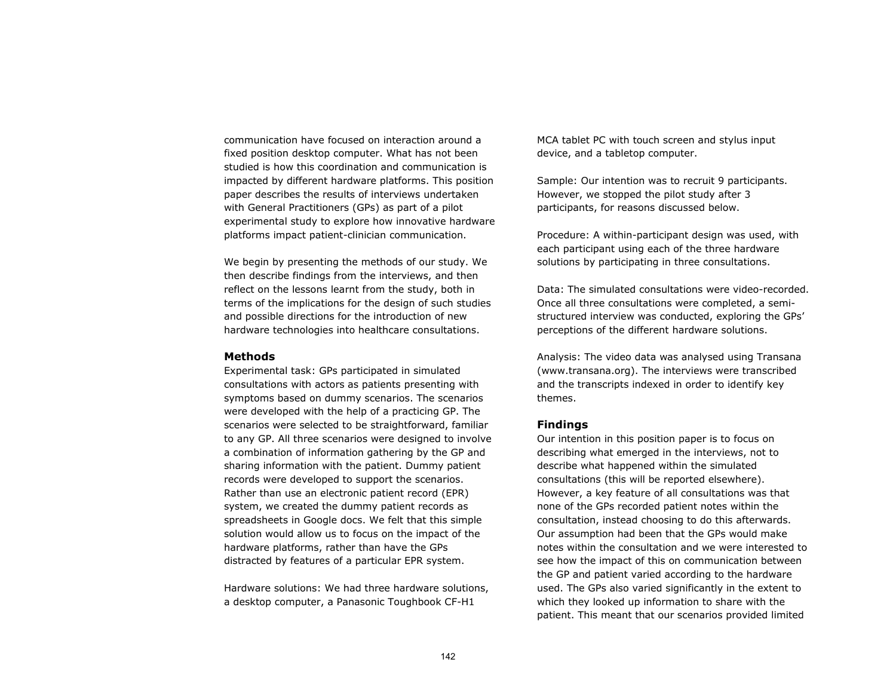communication have focused on interaction around a fixed position desktop computer. What has not been studied is how this coordination and communication is impacted by different hardware platforms. This position paper describes the results of interviews undertaken with General Practitioners (GPs) as part of a pilot experimental study to explore how innovative hardware platforms impact patient-clinician communication.

We begin by presenting the methods of our study. We then describe findings from the interviews, and then reflect on the lessons learnt from the study, both in terms of the implications for the design of such studies and possible directions for the introduction of new hardware technologies into healthcare consultations.

### Methods

Experimental task: GPs participated in simulated consultations with actors as patients presenting with symptoms based on dummy scenarios. The scenarios were developed with the help of a practicing GP. The scenarios were selected to be straightforward, familiar to any GP. All three scenarios were designed to involve a combination of information gathering by the GP and sharing information with the patient. Dummy patient records were developed to support the scenarios. Rather than use an electronic patient record (EPR) system, we created the dummy patient records as spreadsheets in Google docs. We felt that this simple solution would allow us to focus on the impact of the hardware platforms, rather than have the GPs distracted by features of a particular EPR system.

Hardware solutions: We had three hardware solutions, a desktop computer, a Panasonic Toughbook CF-H1 MCA tablet PC with touch screen and stylus input device, and a tabletop computer.

Sample: Our intention was to recruit 9 participants. However, we stopped the pilot study after 3 participants, for reasons discussed below.

Procedure: A within-participant design was used, with each participant using each of the three hardware solutions by participating in three consultations.

Data: The simulated consultations were video-recorded. Once all three consultations were completed, a semi-structured interview was conducted, exploring the GPs' perceptions of the different hardware solutions.

Analysis: The video data was analysed using Transana (www.transana.org). The interviews were transcribed and the transcripts indexed in order to identify key themes.

### Findings

Our intention in this position paper is to focus on describing what emerged in the interviews, not to describe what happened within the simulated consultations (this will be reported elsewhere). However, a key feature of all consultations was that none of the GPs recorded patient notes within the consultation, instead choosing to do this afterwards. Our assumption had been that the GPs would make notes within the consultation and we were interested to see how the impact of this on communication between the GP and patient varied according to the hardware used. The GPs also varied significantly in the extent to which they looked up information to share with the patient. This meant that our scenarios provided limited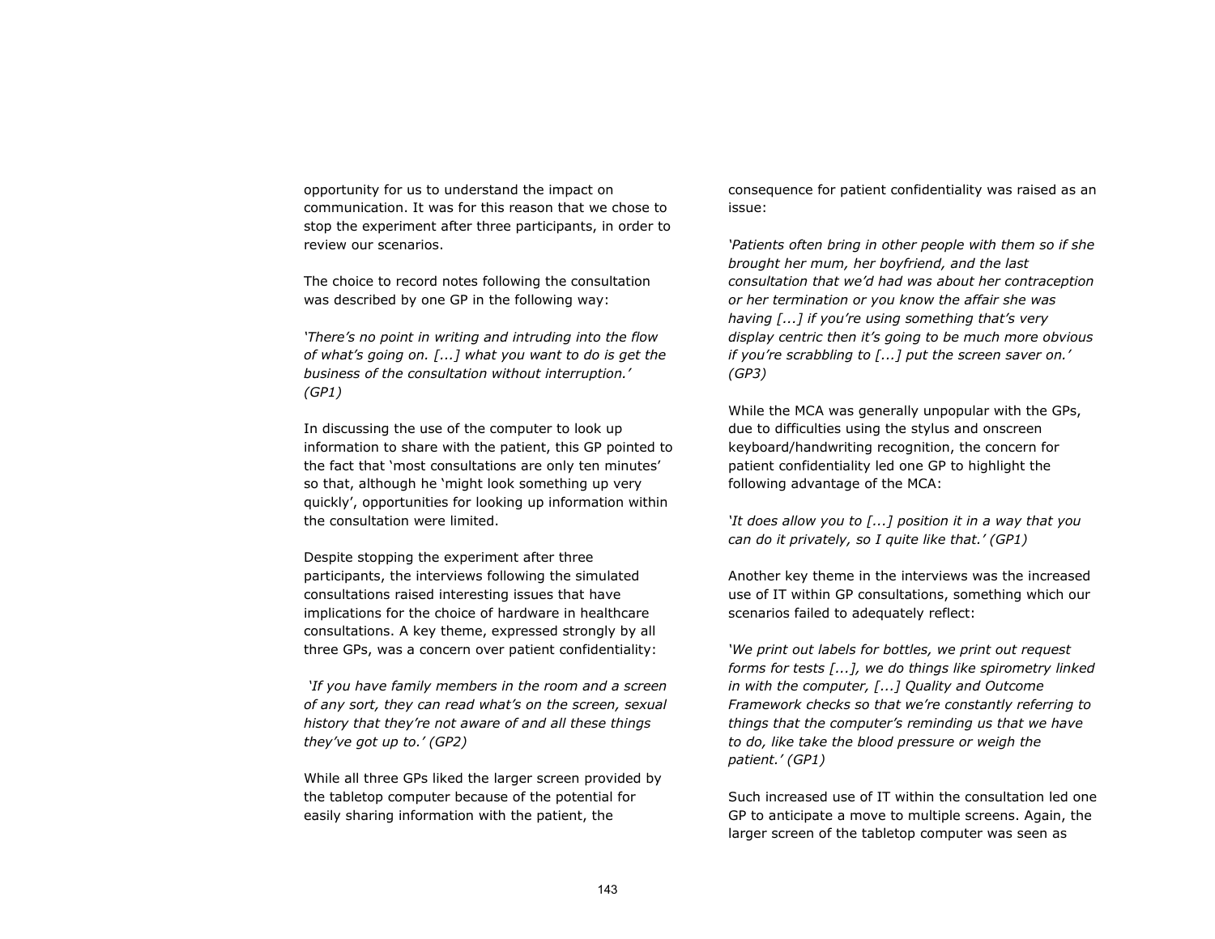opportunity for us to understand the impact on communication. It was for this reason that we chose to stop the experiment after three participants, in order to review our scenarios.

The choice to record notes following the consultation was described by one GP in the following way:

*'There's no point in writing and intruding into the flow of what's going on. [...] what you want to do is get the business of the consultation without interruption.' (GP1)*

In discussing the use of the computer to look up information to share with the patient, this GP pointed to the fact that 'most consultations are only ten minutes' so that, although he 'might look something up very quickly', opportunities for looking up information within the consultation were limited.

Despite stopping the experiment after three participants, the interviews following the simulated consultations raised interesting issues that have implications for the choice of hardware in healthcare consultations. A key theme, expressed strongly by all three GPs, was a concern over patient confidentiality:

*'If you have family members in the room and a screen of any sort, they can read what's on the screen, sexual history that they're not aware of and all these things they've got up to.' (GP2)*

While all three GPs liked the larger screen provided by the tabletop computer because of the potential for easily sharing information with the patient, the consequence for patient confidentiality was raised as an issue:

*'Patients often bring in other people with them so if she brought her mum, her boyfriend, and the last consultation that we'd had was about her contraception or her termination or you know the affair she was having [...] if you're using something that's very display centric then it's going to be much more obvious if you're scrabbling to [...] put the screen saver on.' (GP3)*

While the MCA was generally unpopular with the GPs, due to difficulties using the stylus and onscreen keyboard/handwriting recognition, the concern for patient confidentiality led one GP to highlight the following advantage of the MCA:

*'It does allow you to [...] position it in a way that you can do it privately, so I quite like that.' (GP1)*

Another key theme in the interviews was the increased use of IT within GP consultations, something which our scenarios failed to adequately reflect:

*'We print out labels for bottles, we print out request forms for tests [...], we do things like spirometry linked in with the computer, [...] Quality and Outcome Framework checks so that we're constantly referring to things that the computer's reminding us that we have to do, like take the blood pressure or weigh the patient.' (GP1)*

Such increased use of IT within the consultation led one GP to anticipate a move to multiple screens. Again, the larger screen of the tabletop computer was seen as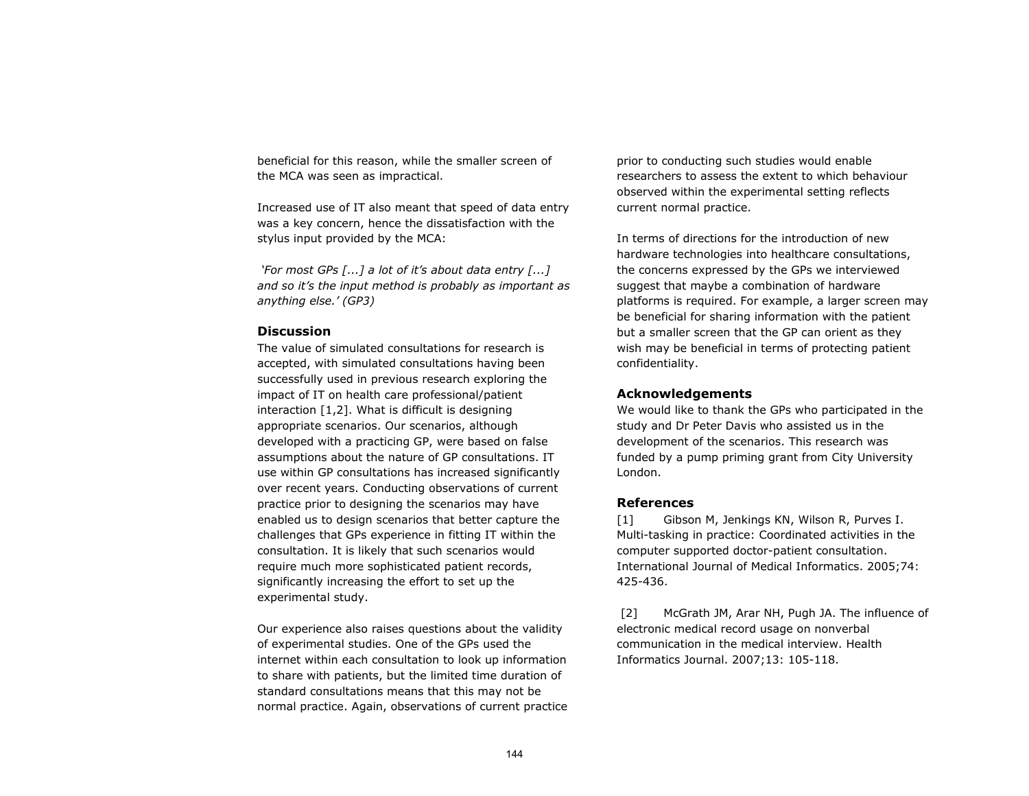beneficial for this reason, while the smaller screen of the MCA was seen as impractical.

Increased use of IT also meant that speed of data entry was a key concern, hence the dissatisfaction with the stylus input provided by the MCA:

*'For most GPs [...] a lot of it's about data entry [...] and so it's the input method is probably as important as anything else.' (GP3)*

### Discussion

The value of simulated consultations for research is accepted, with simulated consultations having been successfully used in previous research exploring the impact of IT on health care professional/patient interaction [1,2]. What is difficult is designing appropriate scenarios. Our scenarios, although developed with a practicing GP, were based on false assumptions about the nature of GP consultations. IT use within GP consultations has increased significantly over recent years. Conducting observations of current practice prior to designing the scenarios may have enabled us to design scenarios that better capture the challenges that GPs experience in fitting IT within the consultation. It is likely that such scenarios would require much more sophisticated patient records, significantly increasing the effort to set up the experimental study.

Our experience also raises questions about the validity of experimental studies. One of the GPs used the internet within each consultation to look up information to share with patients, but the limited time duration of standard consultations means that this may not be normal practice. Again, observations of current practice prior to conducting such studies would enable researchers to assess the extent to which behaviour observed within the experimental setting reflects current normal practice.

In terms of directions for the introduction of new hardware technologies into healthcare consultations, the concerns expressed by the GPs we interviewed suggest that maybe a combination of hardware platforms is required. For example, a larger screen may be beneficial for sharing information with the patient but a smaller screen that the GP can orient as they wish may be beneficial in terms of protecting patient confidentiality.

### Acknowledgements

We would like to thank the GPs who participated in the study and Dr Peter Davis who assisted us in the development of the scenarios. This research was funded by a pump priming grant from City University London.

### References

[1] Gibson M, Jenkings KN, Wilson R, Purves I. Multi-tasking in practice: Coordinated activities in the computer supported doctor-patient consultation. International Journal of Medical Informatics. 2005;74: 425-436.

[2] McGrath JM, Arar NH, Pugh JA. The influence of electronic medical record usage on nonverbal communication in the medical interview. Health Informatics Journal. 2007;13: 105-118.